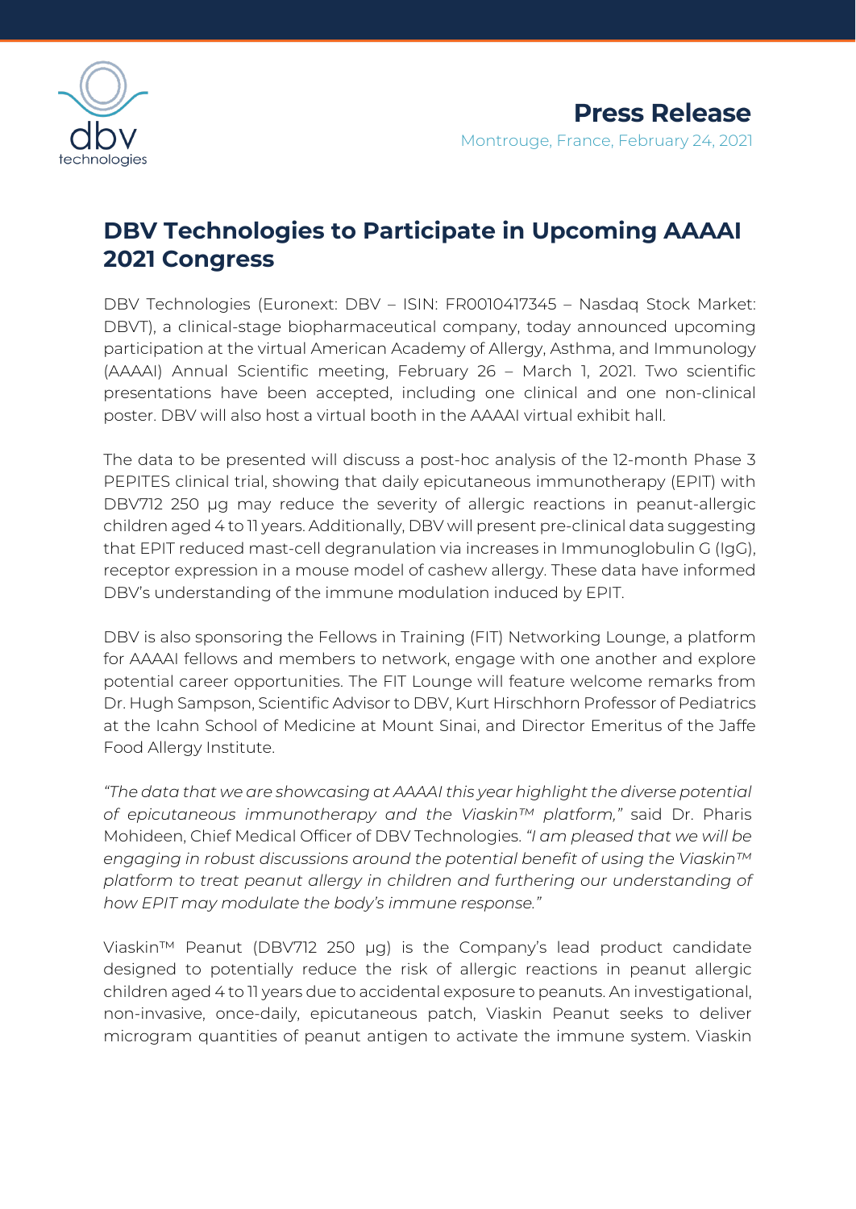**Press Release**

Montrouge, France, February 24, 2021

# DBV Technologies to Participate in Upcoming AAAAI 2021 Congress

DBV Technologies (Euronext: DBV – ISIN: FR0010417345 – Nasdaq Stock Market: DBVT), a clinical-stage biopharmaceutical company, today announced upcoming participation at the virtual American Academy of Allergy, Asthma, and Immunology (AAAAI) Annual Scientific meeting, February 26 – March 1, 2021. Two scientific presentations have been accepted, including one clinical and one non-clinical poster. DBV will also host a virtual booth in the AAAAI virtual exhibit hall.

The data to be presented will discuss a post-hoc analysis of the 12-month Phase 3 PEPITES clinical trial, showing that daily epicutaneous immunotherapy (EPIT) with DBV712 250 µg may reduce the severity of allergic reactions in peanut-allergic children aged 4 to 11 years. Additionally, DBV will present pre-clinical data suggesting that EPIT reduced mast-cell degranulation via increases in Immunoglobulin G (IgG), receptor expression in a mouse model of cashew allergy. These data have informed DBV's understanding of the immune modulation induced by EPIT.

DBV is also sponsoring the Fellows in Training (FIT) Networking Lounge, a platform for AAAAI fellows and members to network, engage with one another and explore potential career opportunities. The FIT Lounge will feature welcome remarks from Dr. Hugh Sampson, Scientific Advisor to DBV, Kurt Hirschhorn Professor of Pediatrics at the Icahn School of Medicine at Mount Sinai, and Director Emeritus of the Jaffe Food Allergy Institute.

*"The data that we are showcasing at AAAAI this year highlight the diverse potential of epicutaneous immunotherapy and the Viaskin™ platform,"* said Dr. Pharis Mohideen, Chief Medical Officer of DBV Technologies. *"I am pleased that we will be engaging in robust discussions around the potential benefit of using the Viaskin™ platform to treat peanut allergy in children and furthering our understanding of how EPIT may modulate the body's immune response."*

Viaskin™ Peanut (DBV712 250 µg) is the Company's lead product candidate designed to potentially reduce the risk of allergic reactions in peanut allergic children aged 4 to 11 years due to accidental exposure to peanuts. An investigational, non-invasive, once-daily, epicutaneous patch, Viaskin Peanut seeks to deliver microgram quantities of peanut antigen to activate the immune system. Viaskin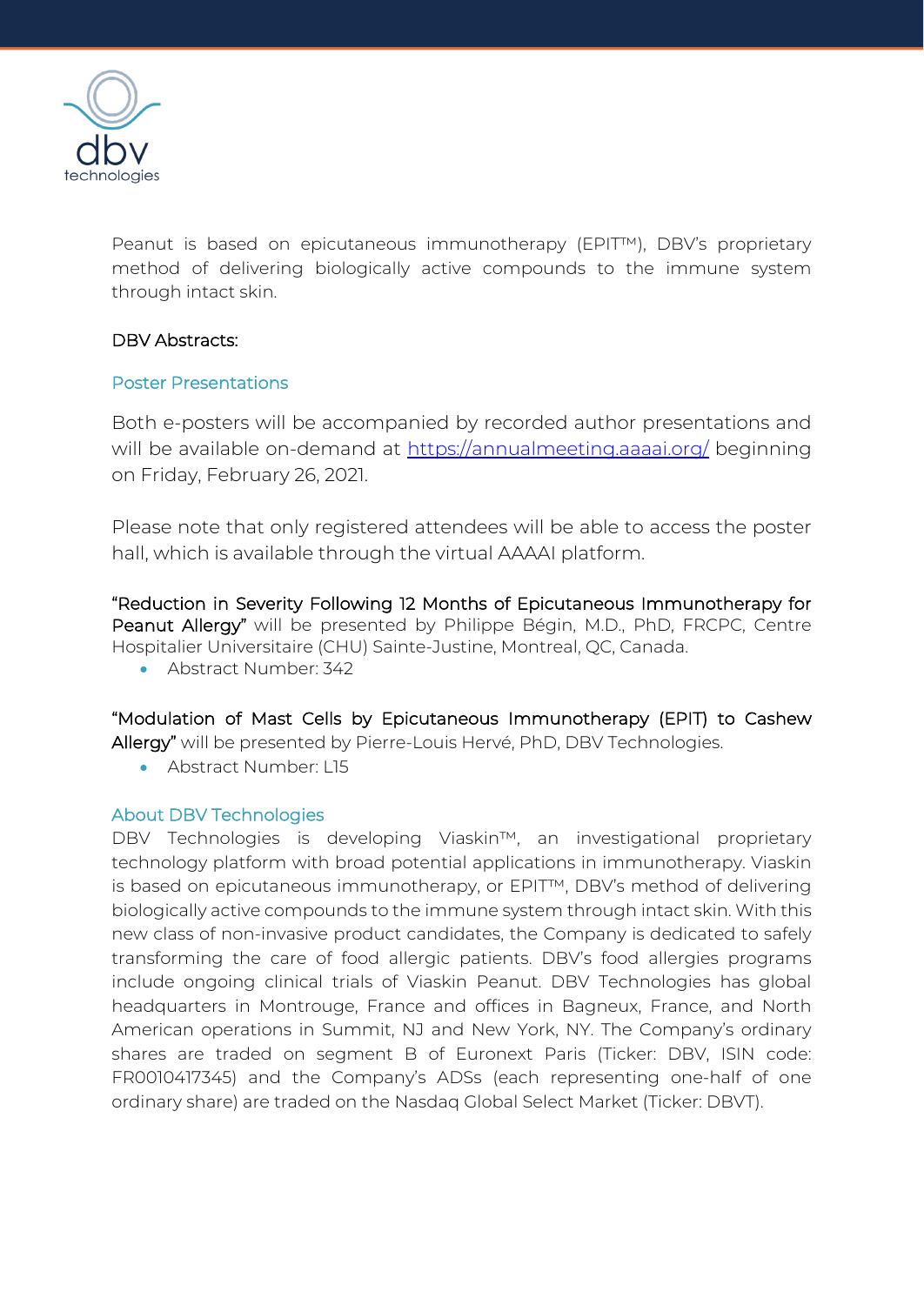Peanut is based on epicutaneous immunotherapy (EPIT™), DBV's proprietary method of delivering biologically active compounds to the immune system through intact skin.

DBV Abstracts:

## Poster Presentations

Both e-posters will be accompanied by recorded author presentations and will be available on-demand at https://annualmeeting.aaaai.org/ beginning on Friday, February 26, 2021.

Please note that only registered attendees will be able to access the poster hall, which is available through the virtual AAAAI platform.

"Reduction in Severity Following 12 Months of Epicutaneous Immunotherapy for Peanut Allergy" will be presented by Philippe Bégin, M.D., PhD, FRCPC, Centre Hospitalier Universitaire (CHU) Sainte-Justine, Montreal, QC, Canada.

- Abstract Number: 342

"Modulation of Mast Cells by Epicutaneous Immunotherapy (EPIT) to Cashew Allergy" will be presented by Pierre-Louis Hervé, PhD, DBV Technologies.

- Abstract Number: L15

## About DBV Technologies

DBV Technologies is developing Viaskin™, an investigational proprietary technology platform with broad potential applications in immunotherapy. Viaskin is based on epicutaneous immunotherapy, or EPIT™, DBV's method of delivering biologically active compounds to the immune system through intact skin. With this new class of non-invasive product candidates, the Company is dedicated to safely transforming the care of food allergic patients. DBV's food allergies programs include ongoing clinical trials of Viaskin Peanut. DBV Technologies has global headquarters in Montrouge, France and offices in Bagneux, France, and North American operations in Summit, NJ and New York, NY. The Company's ordinary shares are traded on segment B of Euronext Paris (Ticker: DBV, ISIN code: FR0010417345) and the Company's ADSs (each representing one-half of one ordinary share) are traded on the Nasdaq Global Select Market (Ticker: DBVT).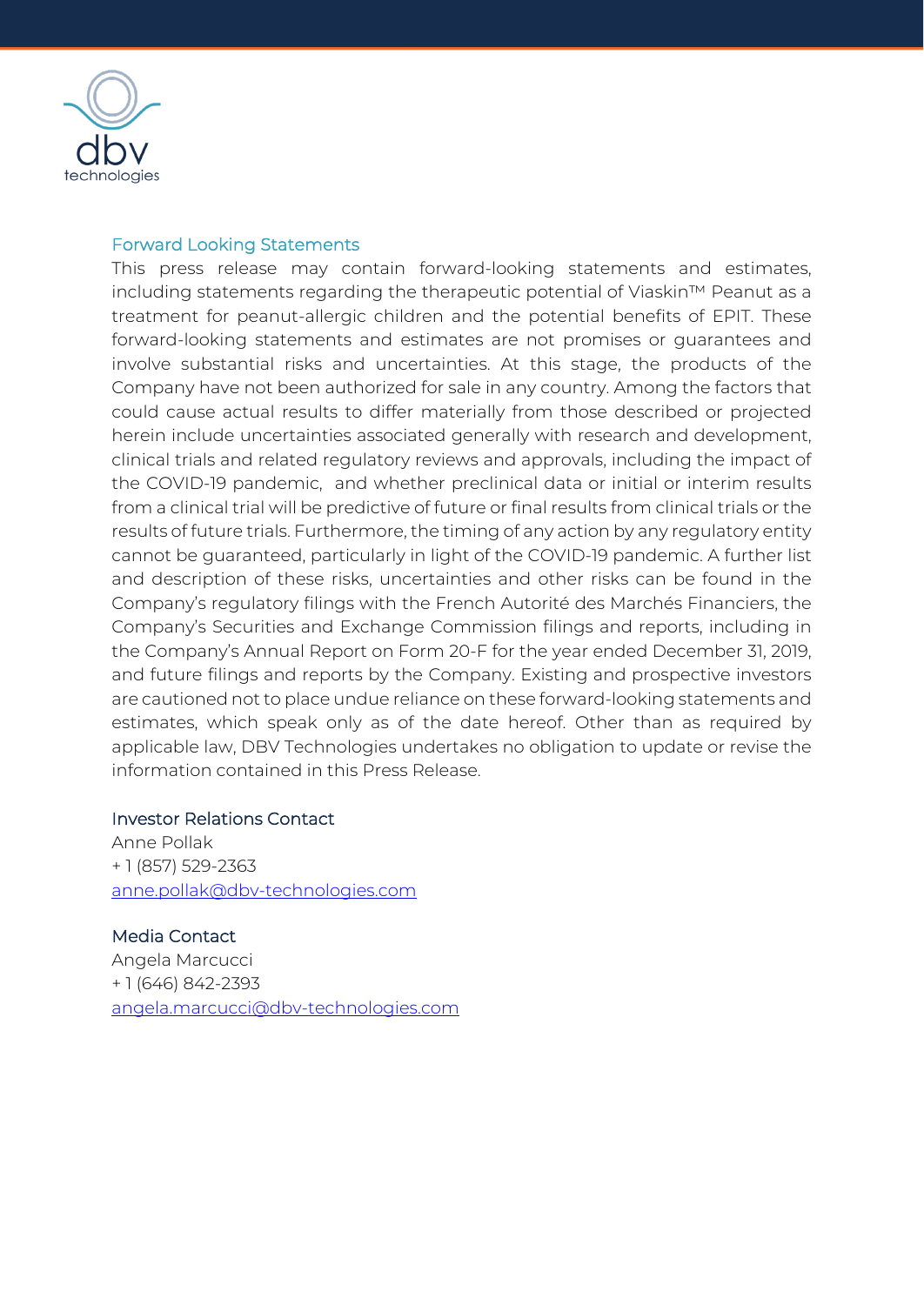## Forward Looking Statements

This press release may contain forward-looking statements and estimates, including statements regarding the therapeutic potential of Viaskin™ Peanut as a treatment for peanut-allergic children and the potential benefits of EPIT. These forward-looking statements and estimates are not promises or guarantees and involve substantial risks and uncertainties. At this stage, the products of the Company have not been authorized for sale in any country. Among the factors that could cause actual results to differ materially from those described or projected herein include uncertainties associated generally with research and development, clinical trials and related regulatory reviews and approvals, including the impact of the COVID-19 pandemic, and whether preclinical data or initial or interim results from a clinical trial will be predictive of future or final results from clinical trials or the results of future trials. Furthermore, the timing of any action by any regulatory entity cannot be guaranteed, particularly in light of the COVID-19 pandemic. A further list and description of these risks, uncertainties and other risks can be found in the Company's regulatory filings with the French Autorité des Marchés Financiers, the Company's Securities and Exchange Commission filings and reports, including in the Company's Annual Report on Form 20-F for the year ended December 31, 2019, and future filings and reports by the Company. Existing and prospective investors are cautioned not to place undue reliance on these forward-looking statements and estimates, which speak only as of the date hereof. Other than as required by applicable law, DBV Technologies undertakes no obligation to update or revise the information contained in this Press Release.

**Investor Relations Contact**
Anne Pollak
+ 1 (857) 529-2363
anne.pollak@dbv-technologies.com

**Media Contact**
Angela Marcucci
+ 1 (646) 842-2393
angela.marcucci@dbv-technologies.com